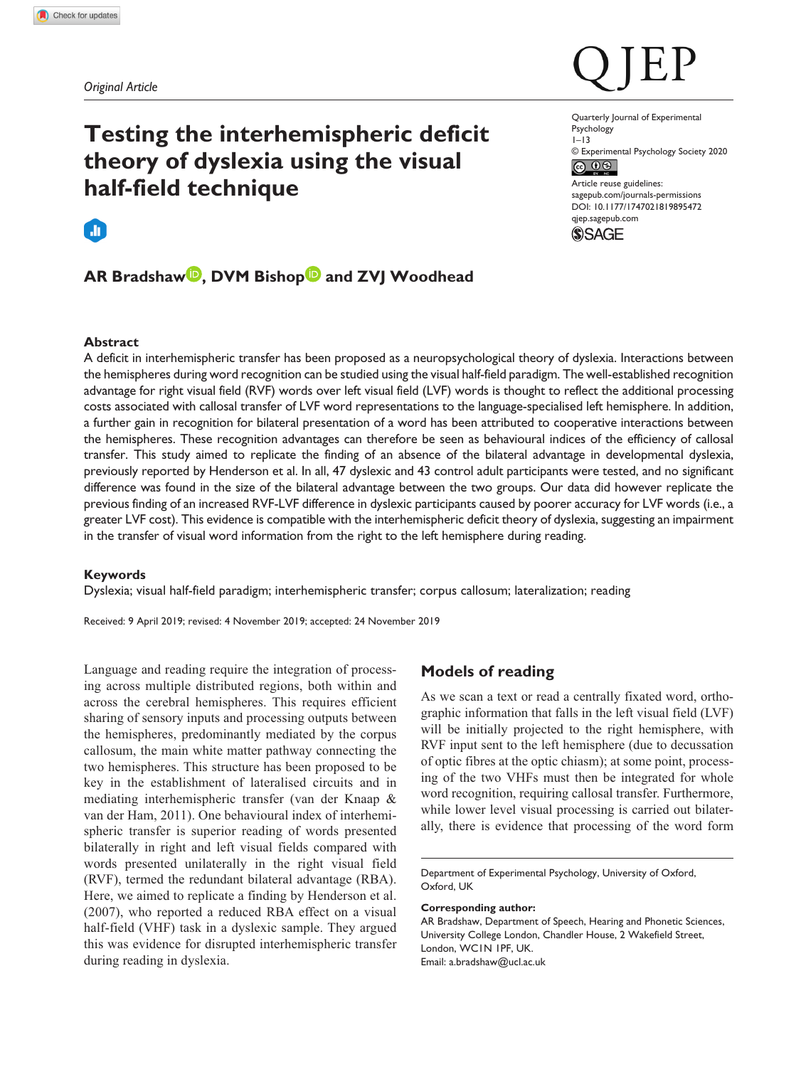*Original Article*

# Testing the interhemispheric deficit theory of dyslexia using the visual half-field technique

Quarterly Journal of Experimental Psychology
1–13
© Experimental Psychology Society 2020
Article reuse guidelines: sagepub.com/journals-permissions
DOI: 10.1177/1747021819895472
qjep.sagepub.com

**AR Bradshaw, DVM Bishop and ZVJ Woodhead**

### Abstract

A deficit in interhemispheric transfer has been proposed as a neuropsychological theory of dyslexia. Interactions between the hemispheres during word recognition can be studied using the visual half-field paradigm. The well-established recognition advantage for right visual field (RVF) words over left visual field (LVF) words is thought to reflect the additional processing costs associated with callosal transfer of LVF word representations to the language-specialised left hemisphere. In addition, a further gain in recognition for bilateral presentation of a word has been attributed to cooperative interactions between the hemispheres. These recognition advantages can therefore be seen as behavioural indices of the efficiency of callosal transfer. This study aimed to replicate the finding of an absence of the bilateral advantage in developmental dyslexia, previously reported by Henderson et al. In all, 47 dyslexic and 43 control adult participants were tested, and no significant difference was found in the size of the bilateral advantage between the two groups. Our data did however replicate the previous finding of an increased RVF-LVF difference in dyslexic participants caused by poorer accuracy for LVF words (i.e., a greater LVF cost). This evidence is compatible with the interhemispheric deficit theory of dyslexia, suggesting an impairment in the transfer of visual word information from the right to the left hemisphere during reading.

### Keywords

Dyslexia; visual half-field paradigm; interhemispheric transfer; corpus callosum; lateralization; reading

Received: 9 April 2019; revised: 4 November 2019; accepted: 24 November 2019

Language and reading require the integration of processing across multiple distributed regions, both within and across the cerebral hemispheres. This requires efficient sharing of sensory inputs and processing outputs between the hemispheres, predominantly mediated by the corpus callosum, the main white matter pathway connecting the two hemispheres. This structure has been proposed to be key in the establishment of lateralised circuits and in mediating interhemispheric transfer (van der Knaap & van der Ham, 2011). One behavioural index of interhemispheric transfer is superior reading of words presented bilaterally in right and left visual fields compared with words presented unilaterally in the right visual field (RVF), termed the redundant bilateral advantage (RBA). Here, we aimed to replicate a finding by Henderson et al. (2007), who reported a reduced RBA effect on a visual half-field (VHF) task in a dyslexic sample. They argued this was evidence for disrupted interhemispheric transfer during reading in dyslexia.

## Models of reading

As we scan a text or read a centrally fixated word, orthographic information that falls in the left visual field (LVF) will be initially projected to the right hemisphere, with RVF input sent to the left hemisphere (due to decussation of optic fibres at the optic chiasm); at some point, processing of the two VHFs must then be integrated for whole word recognition, requiring callosal transfer. Furthermore, while lower level visual processing is carried out bilaterally, there is evidence that processing of the word form

Department of Experimental Psychology, University of Oxford, Oxford, UK

**Corresponding author:**
AR Bradshaw, Department of Speech, Hearing and Phonetic Sciences, University College London, Chandler House, 2 Wakefield Street, London, WC1N 1PF, UK.
Email: a.bradshaw@ucl.ac.uk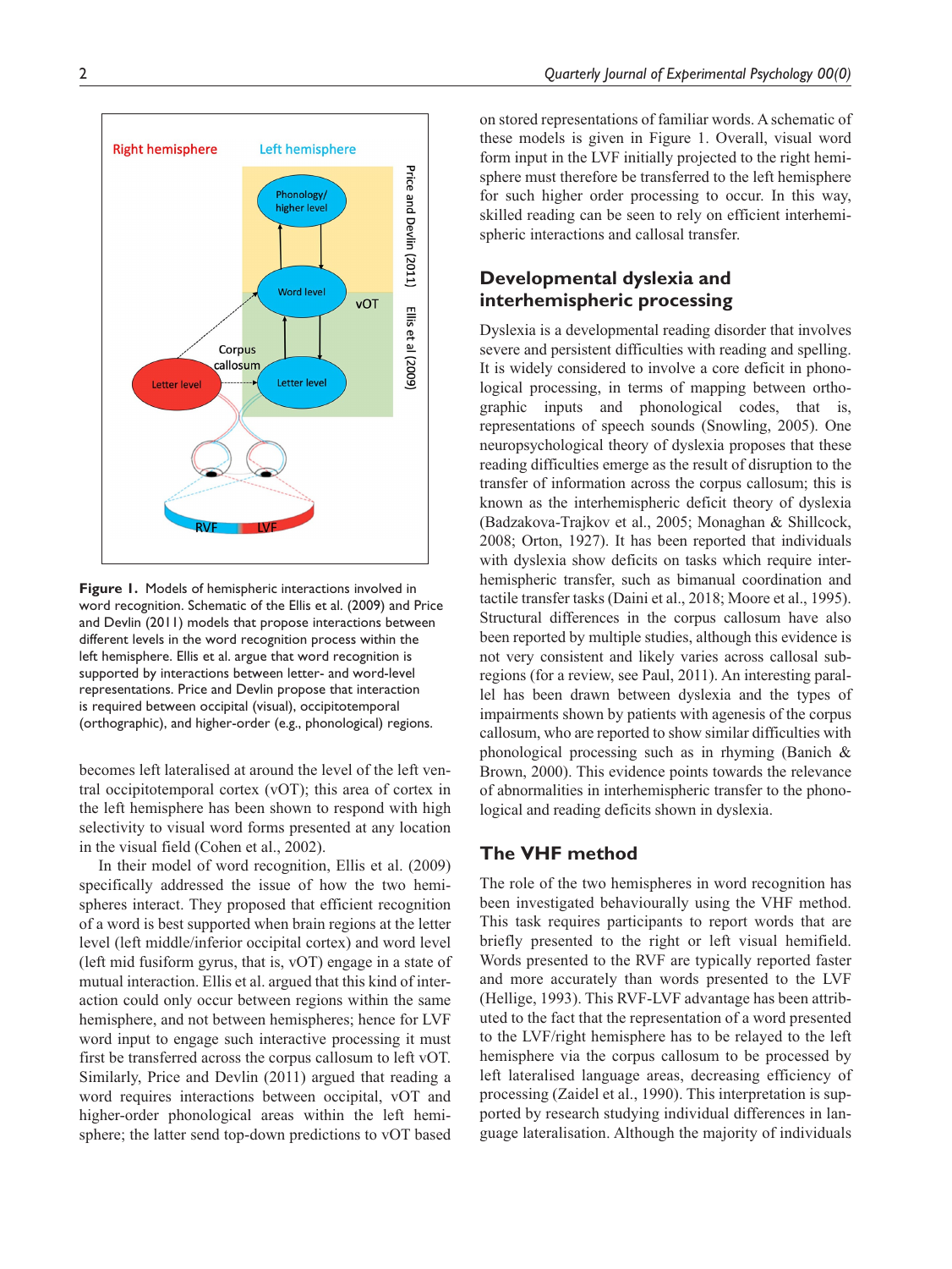**Figure 1.** Models of hemispheric interactions involved in word recognition. Schematic of the Ellis et al. (2009) and Price and Devlin (2011) models that propose interactions between different levels in the word recognition process within the left hemisphere. Ellis et al. argue that word recognition is supported by interactions between letter- and word-level representations. Price and Devlin propose that interaction is required between occipital (visual), occipitotemporal (orthographic), and higher-order (e.g., phonological) regions.

becomes left lateralised at around the level of the left ventral occipitotemporal cortex (vOT); this area of cortex in the left hemisphere has been shown to respond with high selectivity to visual word forms presented at any location in the visual field (Cohen et al., 2002).

In their model of word recognition, Ellis et al. (2009) specifically addressed the issue of how the two hemispheres interact. They proposed that efficient recognition of a word is best supported when brain regions at the letter level (left middle/inferior occipital cortex) and word level (left mid fusiform gyrus, that is, vOT) engage in a state of mutual interaction. Ellis et al. argued that this kind of interaction could only occur between regions within the same hemisphere, and not between hemispheres; hence for LVF word input to engage such interactive processing it must first be transferred across the corpus callosum to left vOT. Similarly, Price and Devlin (2011) argued that reading a word requires interactions between occipital, vOT and higher-order phonological areas within the left hemisphere; the latter send top-down predictions to vOT based on stored representations of familiar words. A schematic of these models is given in Figure 1. Overall, visual word form input in the LVF initially projected to the right hemisphere must therefore be transferred to the left hemisphere for such higher order processing to occur. In this way, skilled reading can be seen to rely on efficient interhemispheric interactions and callosal transfer.

## Developmental dyslexia and interhemispheric processing

Dyslexia is a developmental reading disorder that involves severe and persistent difficulties with reading and spelling. It is widely considered to involve a core deficit in phonological processing, in terms of mapping between orthographic inputs and phonological codes, that is, representations of speech sounds (Snowling, 2005). One neuropsychological theory of dyslexia proposes that these reading difficulties emerge as the result of disruption to the transfer of information across the corpus callosum; this is known as the interhemispheric deficit theory of dyslexia (Badzakova-Trajkov et al., 2005; Monaghan & Shillcock, 2008; Orton, 1927). It has been reported that individuals with dyslexia show deficits on tasks which require interhemispheric transfer, such as bimanual coordination and tactile transfer tasks (Daini et al., 2018; Moore et al., 1995). Structural differences in the corpus callosum have also been reported by multiple studies, although this evidence is not very consistent and likely varies across callosal subregions (for a review, see Paul, 2011). An interesting parallel has been drawn between dyslexia and the types of impairments shown by patients with agenesis of the corpus callosum, who are reported to show similar difficulties with phonological processing such as in rhyming (Banich & Brown, 2000). This evidence points towards the relevance of abnormalities in interhemispheric transfer to the phonological and reading deficits shown in dyslexia.

## The VHF method

The role of the two hemispheres in word recognition has been investigated behaviourally using the VHF method. This task requires participants to report words that are briefly presented to the right or left visual hemifield. Words presented to the RVF are typically reported faster and more accurately than words presented to the LVF (Hellige, 1993). This RVF-LVF advantage has been attributed to the fact that the representation of a word presented to the LVF/right hemisphere has to be relayed to the left hemisphere via the corpus callosum to be processed by left lateralised language areas, decreasing efficiency of processing (Zaidel et al., 1990). This interpretation is supported by research studying individual differences in language lateralisation. Although the majority of individuals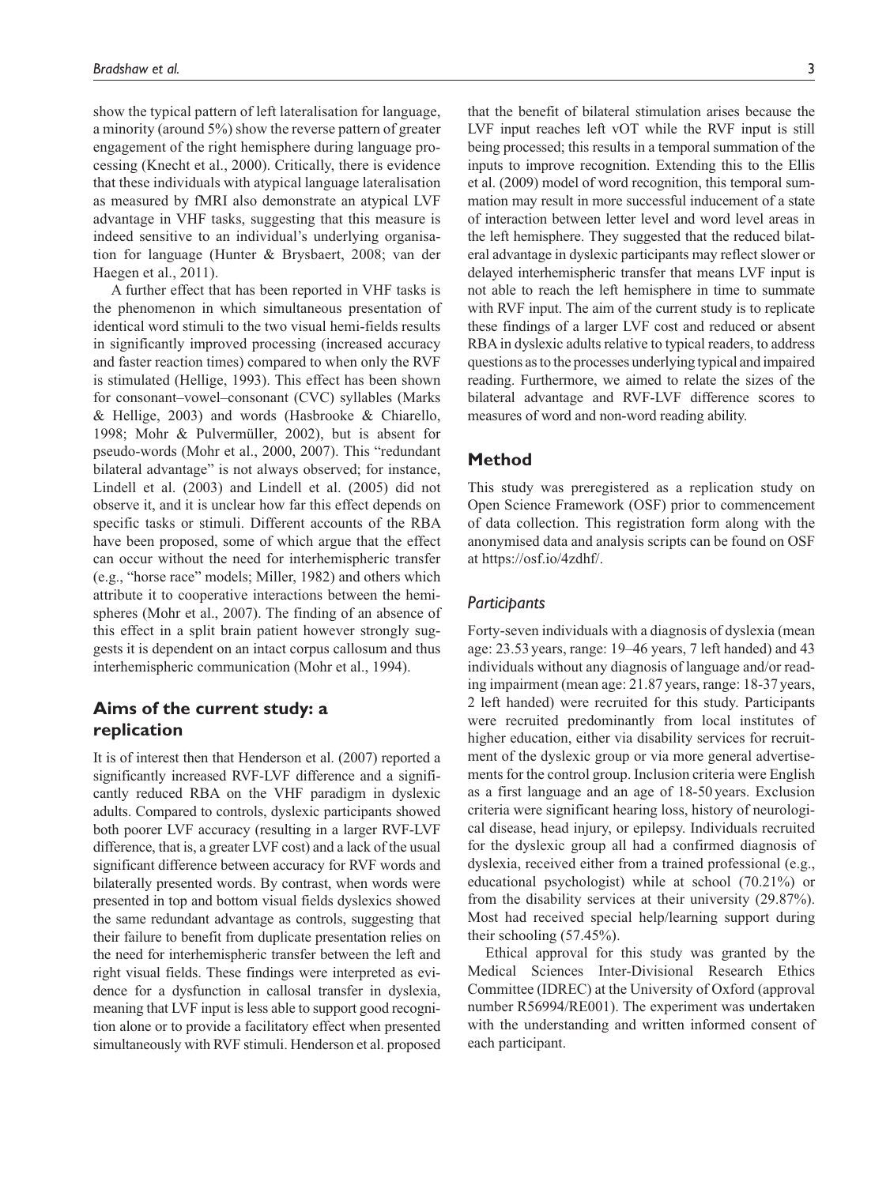show the typical pattern of left lateralisation for language, a minority (around 5%) show the reverse pattern of greater engagement of the right hemisphere during language processing (Knecht et al., 2000). Critically, there is evidence that these individuals with atypical language lateralisation as measured by fMRI also demonstrate an atypical LVF advantage in VHF tasks, suggesting that this measure is indeed sensitive to an individual's underlying organisation for language (Hunter & Brysbaert, 2008; van der Haegen et al., 2011).

A further effect that has been reported in VHF tasks is the phenomenon in which simultaneous presentation of identical word stimuli to the two visual hemi-fields results in significantly improved processing (increased accuracy and faster reaction times) compared to when only the RVF is stimulated (Hellige, 1993). This effect has been shown for consonant–vowel–consonant (CVC) syllables (Marks & Hellige, 2003) and words (Hasbrooke & Chiarello, 1998; Mohr & Pulvermüller, 2002), but is absent for pseudo-words (Mohr et al., 2000, 2007). This "redundant bilateral advantage" is not always observed; for instance, Lindell et al. (2003) and Lindell et al. (2005) did not observe it, and it is unclear how far this effect depends on specific tasks or stimuli. Different accounts of the RBA have been proposed, some of which argue that the effect can occur without the need for interhemispheric transfer (e.g., "horse race" models; Miller, 1982) and others which attribute it to cooperative interactions between the hemispheres (Mohr et al., 2007). The finding of an absence of this effect in a split brain patient however strongly suggests it is dependent on an intact corpus callosum and thus interhemispheric communication (Mohr et al., 1994).

## Aims of the current study: a replication

It is of interest then that Henderson et al. (2007) reported a significantly increased RVF-LVF difference and a significantly reduced RBA on the VHF paradigm in dyslexic adults. Compared to controls, dyslexic participants showed both poorer LVF accuracy (resulting in a larger RVF-LVF difference, that is, a greater LVF cost) and a lack of the usual significant difference between accuracy for RVF words and bilaterally presented words. By contrast, when words were presented in top and bottom visual fields dyslexics showed the same redundant advantage as controls, suggesting that their failure to benefit from duplicate presentation relies on the need for interhemispheric transfer between the left and right visual fields. These findings were interpreted as evidence for a dysfunction in callosal transfer in dyslexia, meaning that LVF input is less able to support good recognition alone or to provide a facilitatory effect when presented simultaneously with RVF stimuli. Henderson et al. proposed that the benefit of bilateral stimulation arises because the LVF input reaches left vOT while the RVF input is still being processed; this results in a temporal summation of the inputs to improve recognition. Extending this to the Ellis et al. (2009) model of word recognition, this temporal summation may result in more successful inducement of a state of interaction between letter level and word level areas in the left hemisphere. They suggested that the reduced bilateral advantage in dyslexic participants may reflect slower or delayed interhemispheric transfer that means LVF input is not able to reach the left hemisphere in time to summate with RVF input. The aim of the current study is to replicate these findings of a larger LVF cost and reduced or absent RBA in dyslexic adults relative to typical readers, to address questions as to the processes underlying typical and impaired reading. Furthermore, we aimed to relate the sizes of the bilateral advantage and RVF-LVF difference scores to measures of word and non-word reading ability.

## Method

This study was preregistered as a replication study on Open Science Framework (OSF) prior to commencement of data collection. This registration form along with the anonymised data and analysis scripts can be found on OSF at https://osf.io/4zdhf/.

### *Participants*

Forty-seven individuals with a diagnosis of dyslexia (mean age: 23.53 years, range: 19–46 years, 7 left handed) and 43 individuals without any diagnosis of language and/or reading impairment (mean age: 21.87 years, range: 18-37 years, 2 left handed) were recruited for this study. Participants were recruited predominantly from local institutes of higher education, either via disability services for recruitment of the dyslexic group or via more general advertisements for the control group. Inclusion criteria were English as a first language and an age of 18-50 years. Exclusion criteria were significant hearing loss, history of neurological disease, head injury, or epilepsy. Individuals recruited for the dyslexic group all had a confirmed diagnosis of dyslexia, received either from a trained professional (e.g., educational psychologist) while at school (70.21%) or from the disability services at their university (29.87%). Most had received special help/learning support during their schooling (57.45%).

Ethical approval for this study was granted by the Medical Sciences Inter-Divisional Research Ethics Committee (IDREC) at the University of Oxford (approval number R56994/RE001). The experiment was undertaken with the understanding and written informed consent of each participant.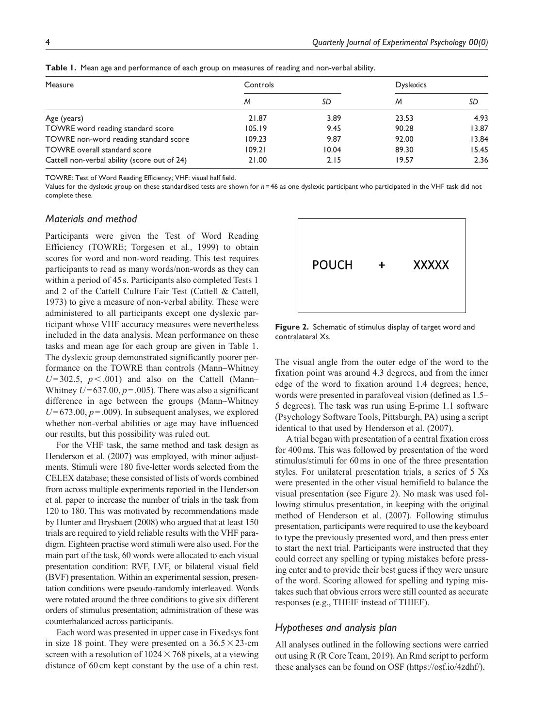**Table 1.** Mean age and performance of each group on measures of reading and non-verbal ability.

| Measure | Controls | | Dyslexics | |
|---|---|---|---|---|
| | *M* | *SD* | *M* | *SD* |
| Age (years) | 21.87 | 3.89 | 23.53 | 4.93 |
| TOWRE word reading standard score | 105.19 | 9.45 | 90.28 | 13.87 |
| TOWRE non-word reading standard score | 109.23 | 9.87 | 92.00 | 13.84 |
| TOWRE overall standard score | 109.21 | 10.04 | 89.30 | 15.45 |
| Cattell non-verbal ability (score out of 24) | 21.00 | 2.15 | 19.57 | 2.36 |

TOWRE: Test of Word Reading Efficiency; VHF: visual half field.

Values for the dyslexic group on these standardised tests are shown for $n=46$ as one dyslexic participant who participated in the VHF task did not complete these.

### Materials and method

Participants were given the Test of Word Reading Efficiency (TOWRE; Torgesen et al., 1999) to obtain scores for word and non-word reading. This test requires participants to read as many words/non-words as they can within a period of 45 s. Participants also completed Tests 1 and 2 of the Cattell Culture Fair Test (Cattell & Cattell, 1973) to give a measure of non-verbal ability. These were administered to all participants except one dyslexic participant whose VHF accuracy measures were nevertheless included in the data analysis. Mean performance on these tasks and mean age for each group are given in Table 1. The dyslexic group demonstrated significantly poorer performance on the TOWRE than controls (Mann–Whitney $U=302.5$, $p<.001$) and also on the Cattell (Mann–Whitney $U=637.00$, $p=.005$). There was also a significant difference in age between the groups (Mann–Whitney $U=673.00$, $p=.009$). In subsequent analyses, we explored whether non-verbal abilities or age may have influenced our results, but this possibility was ruled out.

For the VHF task, the same method and task design as Henderson et al. (2007) was employed, with minor adjustments. Stimuli were 180 five-letter words selected from the CELEX database; these consisted of lists of words combined from across multiple experiments reported in the Henderson et al. paper to increase the number of trials in the task from 120 to 180. This was motivated by recommendations made by Hunter and Brysbaert (2008) who argued that at least 150 trials are required to yield reliable results with the VHF paradigm. Eighteen practise word stimuli were also used. For the main part of the task, 60 words were allocated to each visual presentation condition: RVF, LVF, or bilateral visual field (BVF) presentation. Within an experimental session, presentation conditions were pseudo-randomly interleaved. Words were rotated around the three conditions to give six different orders of stimulus presentation; administration of these was counterbalanced across participants.

Each word was presented in upper case in Fixedsys font in size 18 point. They were presented on a $36.5 \times 23$-cm screen with a resolution of $1024 \times 768$ pixels, at a viewing distance of 60 cm kept constant by the use of a chin rest.

POUCH + XXXXX

**Figure 2.** Schematic of stimulus display of target word and contralateral Xs.

The visual angle from the outer edge of the word to the fixation point was around 4.3 degrees, and from the inner edge of the word to fixation around 1.4 degrees; hence, words were presented in parafoveal vision (defined as 1.5–5 degrees). The task was run using E-prime 1.1 software (Psychology Software Tools, Pittsburgh, PA) using a script identical to that used by Henderson et al. (2007).

A trial began with presentation of a central fixation cross for 400 ms. This was followed by presentation of the word stimulus/stimuli for 60 ms in one of the three presentation styles. For unilateral presentation trials, a series of 5 Xs were presented in the other visual hemifield to balance the visual presentation (see Figure 2). No mask was used following stimulus presentation, in keeping with the original method of Henderson et al. (2007). Following stimulus presentation, participants were required to use the keyboard to type the previously presented word, and then press enter to start the next trial. Participants were instructed that they could correct any spelling or typing mistakes before pressing enter and to provide their best guess if they were unsure of the word. Scoring allowed for spelling and typing mistakes such that obvious errors were still counted as accurate responses (e.g., THEIF instead of THIEF).

### Hypotheses and analysis plan

All analyses outlined in the following sections were carried out using R (R Core Team, 2019). An Rmd script to perform these analyses can be found on OSF (https://osf.io/4zdhf/).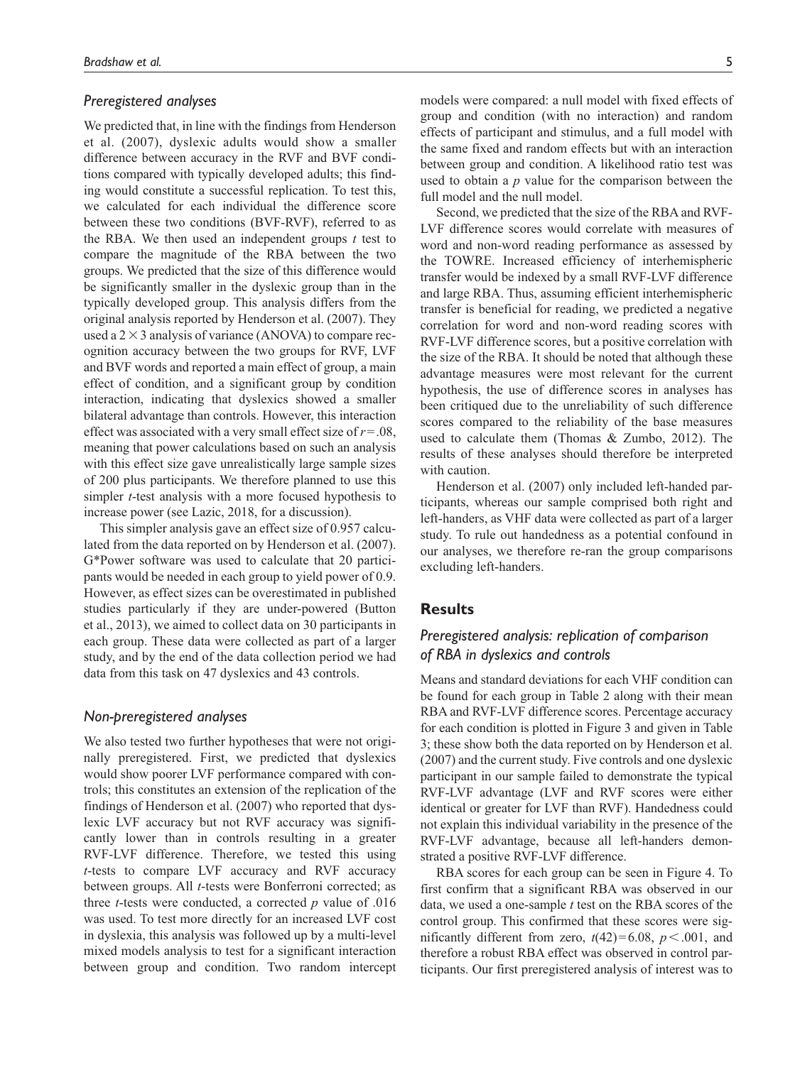### *Preregistered analyses*

We predicted that, in line with the findings from Henderson et al. (2007), dyslexic adults would show a smaller difference between accuracy in the RVF and BVF conditions compared with typically developed adults; this finding would constitute a successful replication. To test this, we calculated for each individual the difference score between these two conditions (BVF-RVF), referred to as the RBA. We then used an independent groups *t* test to compare the magnitude of the RBA between the two groups. We predicted that the size of this difference would be significantly smaller in the dyslexic group than in the typically developed group. This analysis differs from the original analysis reported by Henderson et al. (2007). They used a $2 \times 3$ analysis of variance (ANOVA) to compare recognition accuracy between the two groups for RVF, LVF and BVF words and reported a main effect of group, a main effect of condition, and a significant group by condition interaction, indicating that dyslexics showed a smaller bilateral advantage than controls. However, this interaction effect was associated with a very small effect size of $r = .08$, meaning that power calculations based on such an analysis with this effect size gave unrealistically large sample sizes of 200 plus participants. We therefore planned to use this simpler *t*-test analysis with a more focused hypothesis to increase power (see Lazic, 2018, for a discussion).

This simpler analysis gave an effect size of 0.957 calculated from the data reported on by Henderson et al. (2007). G*Power software was used to calculate that 20 participants would be needed in each group to yield power of 0.9. However, as effect sizes can be overestimated in published studies particularly if they are under-powered (Button et al., 2013), we aimed to collect data on 30 participants in each group. These data were collected as part of a larger study, and by the end of the data collection period we had data from this task on 47 dyslexics and 43 controls.

### *Non-preregistered analyses*

We also tested two further hypotheses that were not originally preregistered. First, we predicted that dyslexics would show poorer LVF performance compared with controls; this constitutes an extension of the replication of the findings of Henderson et al. (2007) who reported that dyslexic LVF accuracy but not RVF accuracy was significantly lower than in controls resulting in a greater RVF-LVF difference. Therefore, we tested this using *t*-tests to compare LVF accuracy and RVF accuracy between groups. All *t*-tests were Bonferroni corrected; as three *t*-tests were conducted, a corrected *p* value of .016 was used. To test more directly for an increased LVF cost in dyslexia, this analysis was followed up by a multi-level mixed models analysis to test for a significant interaction between group and condition. Two random intercept models were compared: a null model with fixed effects of group and condition (with no interaction) and random effects of participant and stimulus, and a full model with the same fixed and random effects but with an interaction between group and condition. A likelihood ratio test was used to obtain a *p* value for the comparison between the full model and the null model.

Second, we predicted that the size of the RBA and RVF-LVF difference scores would correlate with measures of word and non-word reading performance as assessed by the TOWRE. Increased efficiency of interhemispheric transfer would be indexed by a small RVF-LVF difference and large RBA. Thus, assuming efficient interhemispheric transfer is beneficial for reading, we predicted a negative correlation for word and non-word reading scores with RVF-LVF difference scores, but a positive correlation with the size of the RBA. It should be noted that although these advantage measures were most relevant for the current hypothesis, the use of difference scores in analyses has been critiqued due to the unreliability of such difference scores compared to the reliability of the base measures used to calculate them (Thomas & Zumbo, 2012). The results of these analyses should therefore be interpreted with caution.

Henderson et al. (2007) only included left-handed participants, whereas our sample comprised both right and left-handers, as VHF data were collected as part of a larger study. To rule out handedness as a potential confound in our analyses, we therefore re-ran the group comparisons excluding left-handers.

## **Results**

### *Preregistered analysis: replication of comparison of RBA in dyslexics and controls*

Means and standard deviations for each VHF condition can be found for each group in Table 2 along with their mean RBA and RVF-LVF difference scores. Percentage accuracy for each condition is plotted in Figure 3 and given in Table 3; these show both the data reported on by Henderson et al. (2007) and the current study. Five controls and one dyslexic participant in our sample failed to demonstrate the typical RVF-LVF advantage (LVF and RVF scores were either identical or greater for LVF than RVF). Handedness could not explain this individual variability in the presence of the RVF-LVF advantage, because all left-handers demonstrated a positive RVF-LVF difference.

RBA scores for each group can be seen in Figure 4. To first confirm that a significant RBA was observed in our data, we used a one-sample *t* test on the RBA scores of the control group. This confirmed that these scores were significantly different from zero, $t(42) = 6.08$, $p < .001$, and therefore a robust RBA effect was observed in control participants. Our first preregistered analysis of interest was to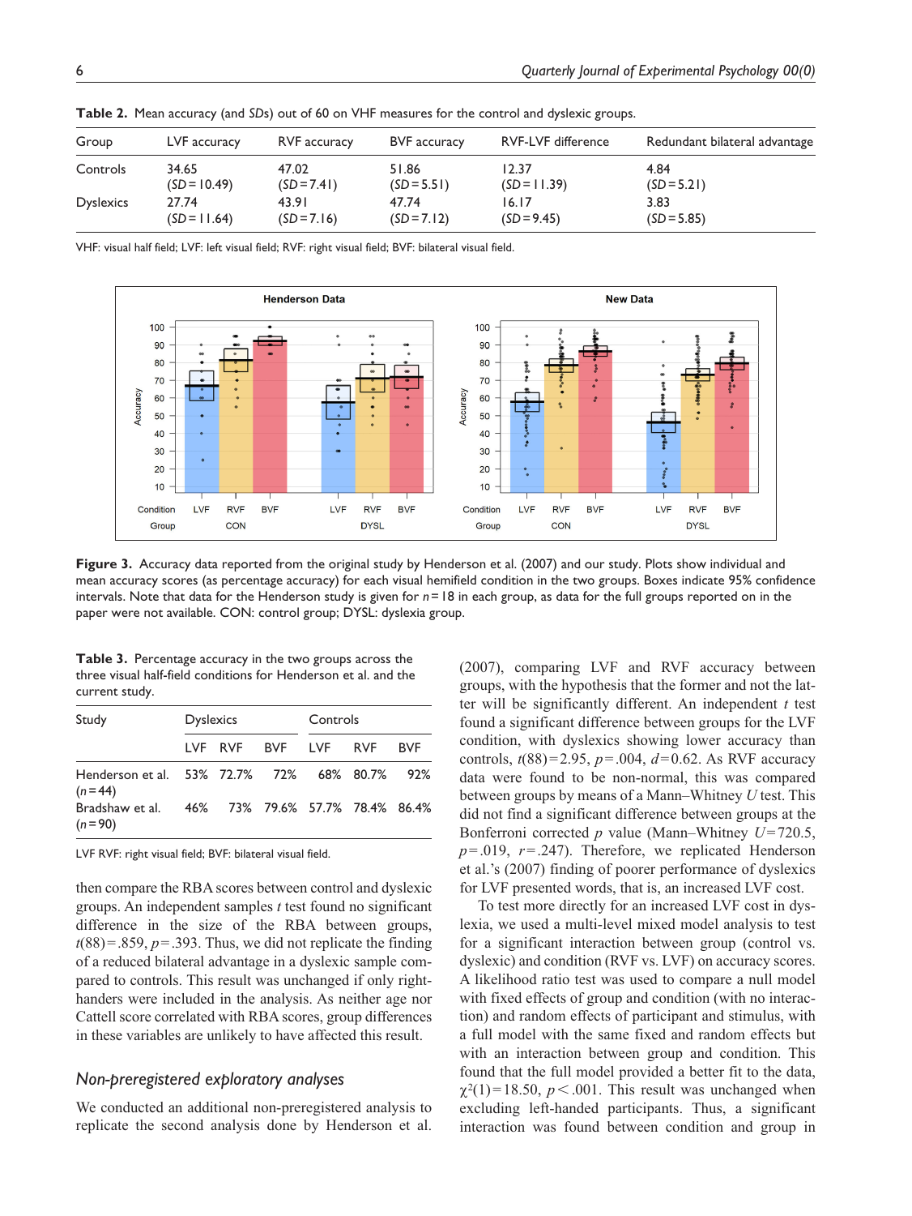**Table 2.** Mean accuracy (and *SD*s) out of 60 on VHF measures for the control and dyslexic groups.

| Group | LVF accuracy | RVF accuracy | BVF accuracy | RVF-LVF difference | Redundant bilateral advantage |
|---|---|---|---|---|---|
| Controls | 34.65 (*SD* = 10.49) | 47.02 (*SD* = 7.41) | 51.86 (*SD* = 5.51) | 12.37 (*SD* = 11.39) | 4.84 (*SD* = 5.21) |
| Dyslexics | 27.74 (*SD* = 11.64) | 43.91 (*SD* = 7.16) | 47.74 (*SD* = 7.12) | 16.17 (*SD* = 9.45) | 3.83 (*SD* = 5.85) |

VHF: visual half field; LVF: left visual field; RVF: right visual field; BVF: bilateral visual field.

**Figure 3.** Accuracy data reported from the original study by Henderson et al. (2007) and our study. Plots show individual and mean accuracy scores (as percentage accuracy) for each visual hemifield condition in the two groups. Boxes indicate 95% confidence intervals. Note that data for the Henderson study is given for $n = 18$ in each group, as data for the full groups reported on in the paper were not available. CON: control group; DYSL: dyslexia group.

**Table 3.** Percentage accuracy in the two groups across the three visual half-field conditions for Henderson et al. and the current study.

| Study | Dyslexics | | | Controls | | |
|---|---|---|---|---|---|---|
| | LVF | RVF | BVF | LVF | RVF | BVF |
| Henderson et al. ($n = 44$) | 53% | 72.7% | 72% | 68% | 80.7% | 92% |
| Bradshaw et al. ($n = 90$) | 46% | 73% | 79.6% | 57.7% | 78.4% | 86.4% |

LVF RVF: right visual field; BVF: bilateral visual field.

then compare the RBA scores between control and dyslexic groups. An independent samples *t* test found no significant difference in the size of the RBA between groups, $t(88) = .859$, $p = .393$. Thus, we did not replicate the finding of a reduced bilateral advantage in a dyslexic sample compared to controls. This result was unchanged if only right-handers were included in the analysis. As neither age nor Cattell score correlated with RBA scores, group differences in these variables are unlikely to have affected this result.

## *Non-preregistered exploratory analyses*

We conducted an additional non-preregistered analysis to replicate the second analysis done by Henderson et al. (2007), comparing LVF and RVF accuracy between groups, with the hypothesis that the former and not the latter will be significantly different. An independent *t* test found a significant difference between groups for the LVF condition, with dyslexics showing lower accuracy than controls, $t(88) = 2.95$, $p = .004$, $d = 0.62$. As RVF accuracy data were found to be non-normal, this was compared between groups by means of a Mann–Whitney *U* test. This did not find a significant difference between groups at the Bonferroni corrected *p* value (Mann–Whitney $U = 720.5$, $p = .019$, $r = .247$). Therefore, we replicated Henderson et al.'s (2007) finding of poorer performance of dyslexics for LVF presented words, that is, an increased LVF cost.

To test more directly for an increased LVF cost in dyslexia, we used a multi-level mixed model analysis to test for a significant interaction between group (control vs. dyslexic) and condition (RVF vs. LVF) on accuracy scores. A likelihood ratio test was used to compare a null model with fixed effects of group and condition (with no interaction) and random effects of participant and stimulus, with a full model with the same fixed and random effects but with an interaction between group and condition. This found that the full model provided a better fit to the data, $\chi^2(1) = 18.50$, $p < .001$. This result was unchanged when excluding left-handed participants. Thus, a significant interaction was found between condition and group in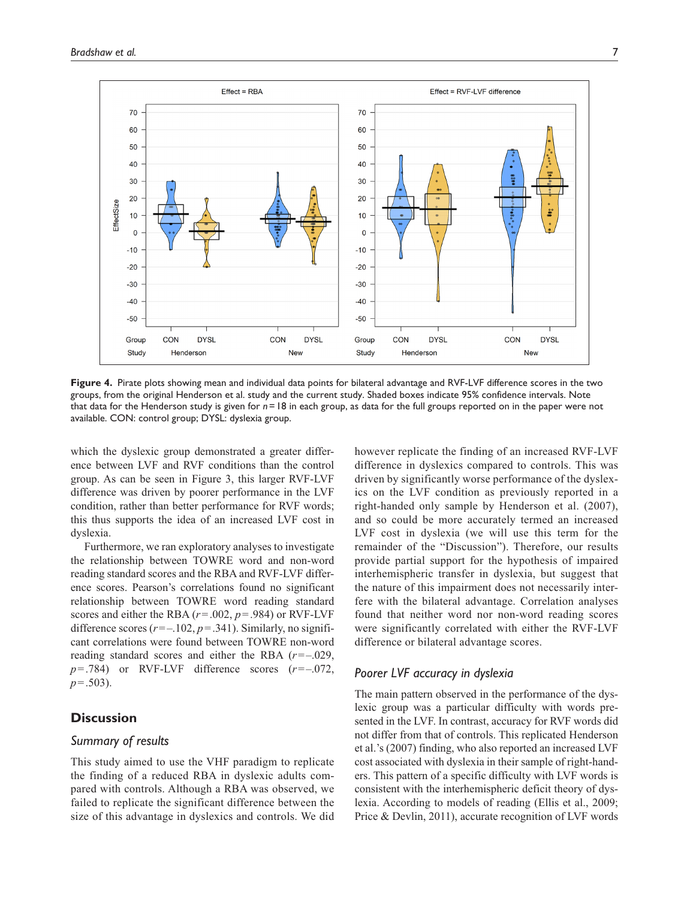**Figure 4.** Pirate plots showing mean and individual data points for bilateral advantage and RVF-LVF difference scores in the two groups, from the original Henderson et al. study and the current study. Shaded boxes indicate 95% confidence intervals. Note that data for the Henderson study is given for $n = 18$ in each group, as data for the full groups reported on in the paper were not available. CON: control group; DYSL: dyslexia group.

which the dyslexic group demonstrated a greater difference between LVF and RVF conditions than the control group. As can be seen in Figure 3, this larger RVF-LVF difference was driven by poorer performance in the LVF condition, rather than better performance for RVF words; this thus supports the idea of an increased LVF cost in dyslexia.

Furthermore, we ran exploratory analyses to investigate the relationship between TOWRE word and non-word reading standard scores and the RBA and RVF-LVF difference scores. Pearson's correlations found no significant relationship between TOWRE word reading standard scores and either the RBA ($r = .002$, $p = .984$) or RVF-LVF difference scores ($r = -.102$, $p = .341$). Similarly, no significant correlations were found between TOWRE non-word reading standard scores and either the RBA ($r = -.029$, $p = .784$) or RVF-LVF difference scores ($r = -.072$, $p = .503$).

## Discussion

### Summary of results

This study aimed to use the VHF paradigm to replicate the finding of a reduced RBA in dyslexic adults compared with controls. Although a RBA was observed, we failed to replicate the significant difference between the size of this advantage in dyslexics and controls. We did however replicate the finding of an increased RVF-LVF difference in dyslexics compared to controls. This was driven by significantly worse performance of the dyslexics on the LVF condition as previously reported in a right-handed only sample by Henderson et al. (2007), and so could be more accurately termed an increased LVF cost in dyslexia (we will use this term for the remainder of the "Discussion"). Therefore, our results provide partial support for the hypothesis of impaired interhemispheric transfer in dyslexia, but suggest that the nature of this impairment does not necessarily interfere with the bilateral advantage. Correlation analyses found that neither word nor non-word reading scores were significantly correlated with either the RVF-LVF difference or bilateral advantage scores.

### Poorer LVF accuracy in dyslexia

The main pattern observed in the performance of the dyslexic group was a particular difficulty with words presented in the LVF. In contrast, accuracy for RVF words did not differ from that of controls. This replicated Henderson et al.'s (2007) finding, who also reported an increased LVF cost associated with dyslexia in their sample of right-handers. This pattern of a specific difficulty with LVF words is consistent with the interhemispheric deficit theory of dyslexia. According to models of reading (Ellis et al., 2009; Price & Devlin, 2011), accurate recognition of LVF words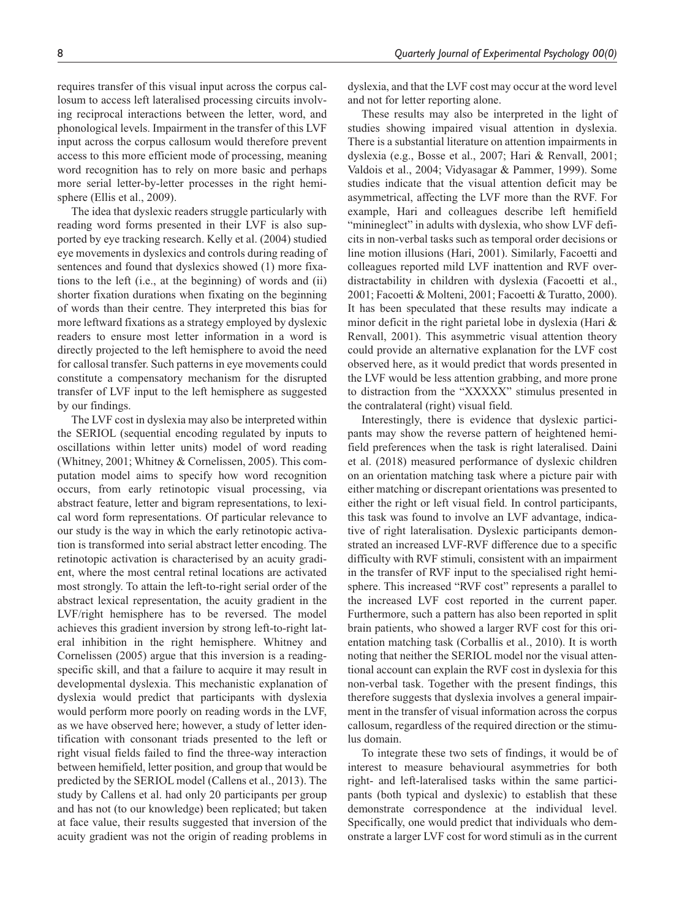requires transfer of this visual input across the corpus callosum to access left lateralised processing circuits involving reciprocal interactions between the letter, word, and phonological levels. Impairment in the transfer of this LVF input across the corpus callosum would therefore prevent access to this more efficient mode of processing, meaning word recognition has to rely on more basic and perhaps more serial letter-by-letter processes in the right hemisphere (Ellis et al., 2009).

The idea that dyslexic readers struggle particularly with reading word forms presented in their LVF is also supported by eye tracking research. Kelly et al. (2004) studied eye movements in dyslexics and controls during reading of sentences and found that dyslexics showed (1) more fixations to the left (i.e., at the beginning) of words and (ii) shorter fixation durations when fixating on the beginning of words than their centre. They interpreted this bias for more leftward fixations as a strategy employed by dyslexic readers to ensure most letter information in a word is directly projected to the left hemisphere to avoid the need for callosal transfer. Such patterns in eye movements could constitute a compensatory mechanism for the disrupted transfer of LVF input to the left hemisphere as suggested by our findings.

The LVF cost in dyslexia may also be interpreted within the SERIOL (sequential encoding regulated by inputs to oscillations within letter units) model of word reading (Whitney, 2001; Whitney & Cornelissen, 2005). This computation model aims to specify how word recognition occurs, from early retinotopic visual processing, via abstract feature, letter and bigram representations, to lexical word form representations. Of particular relevance to our study is the way in which the early retinotopic activation is transformed into serial abstract letter encoding. The retinotopic activation is characterised by an acuity gradient, where the most central retinal locations are activated most strongly. To attain the left-to-right serial order of the abstract lexical representation, the acuity gradient in the LVF/right hemisphere has to be reversed. The model achieves this gradient inversion by strong left-to-right lateral inhibition in the right hemisphere. Whitney and Cornelissen (2005) argue that this inversion is a reading-specific skill, and that a failure to acquire it may result in developmental dyslexia. This mechanistic explanation of dyslexia would predict that participants with dyslexia would perform more poorly on reading words in the LVF, as we have observed here; however, a study of letter identification with consonant triads presented to the left or right visual fields failed to find the three-way interaction between hemifield, letter position, and group that would be predicted by the SERIOL model (Callens et al., 2013). The study by Callens et al. had only 20 participants per group and has not (to our knowledge) been replicated; but taken at face value, their results suggested that inversion of the acuity gradient was not the origin of reading problems in dyslexia, and that the LVF cost may occur at the word level and not for letter reporting alone.

These results may also be interpreted in the light of studies showing impaired visual attention in dyslexia. There is a substantial literature on attention impairments in dyslexia (e.g., Bosse et al., 2007; Hari & Renvall, 2001; Valdois et al., 2004; Vidyasagar & Pammer, 1999). Some studies indicate that the visual attention deficit may be asymmetrical, affecting the LVF more than the RVF. For example, Hari and colleagues describe left hemifield "mininеglect" in adults with dyslexia, who show LVF deficits in non-verbal tasks such as temporal order decisions or line motion illusions (Hari, 2001). Similarly, Facoetti and colleagues reported mild LVF inattention and RVF over-distractability in children with dyslexia (Facoetti et al., 2001; Facoetti & Molteni, 2001; Facoetti & Turatto, 2000). It has been speculated that these results may indicate a minor deficit in the right parietal lobe in dyslexia (Hari & Renvall, 2001). This asymmetric visual attention theory could provide an alternative explanation for the LVF cost observed here, as it would predict that words presented in the LVF would be less attention grabbing, and more prone to distraction from the "XXXXX" stimulus presented in the contralateral (right) visual field.

Interestingly, there is evidence that dyslexic participants may show the reverse pattern of heightened hemifield preferences when the task is right lateralised. Daini et al. (2018) measured performance of dyslexic children on an orientation matching task where a picture pair with either matching or discrepant orientations was presented to either the right or left visual field. In control participants, this task was found to involve an LVF advantage, indicative of right lateralisation. Dyslexic participants demonstrated an increased LVF-RVF difference due to a specific difficulty with RVF stimuli, consistent with an impairment in the transfer of RVF input to the specialised right hemisphere. This increased "RVF cost" represents a parallel to the increased LVF cost reported in the current paper. Furthermore, such a pattern has also been reported in split brain patients, who showed a larger RVF cost for this orientation matching task (Corballis et al., 2010). It is worth noting that neither the SERIOL model nor the visual attentional account can explain the RVF cost in dyslexia for this non-verbal task. Together with the present findings, this therefore suggests that dyslexia involves a general impairment in the transfer of visual information across the corpus callosum, regardless of the required direction or the stimulus domain.

To integrate these two sets of findings, it would be of interest to measure behavioural asymmetries for both right- and left-lateralised tasks within the same participants (both typical and dyslexic) to establish that these demonstrate correspondence at the individual level. Specifically, one would predict that individuals who demonstrate a larger LVF cost for word stimuli as in the current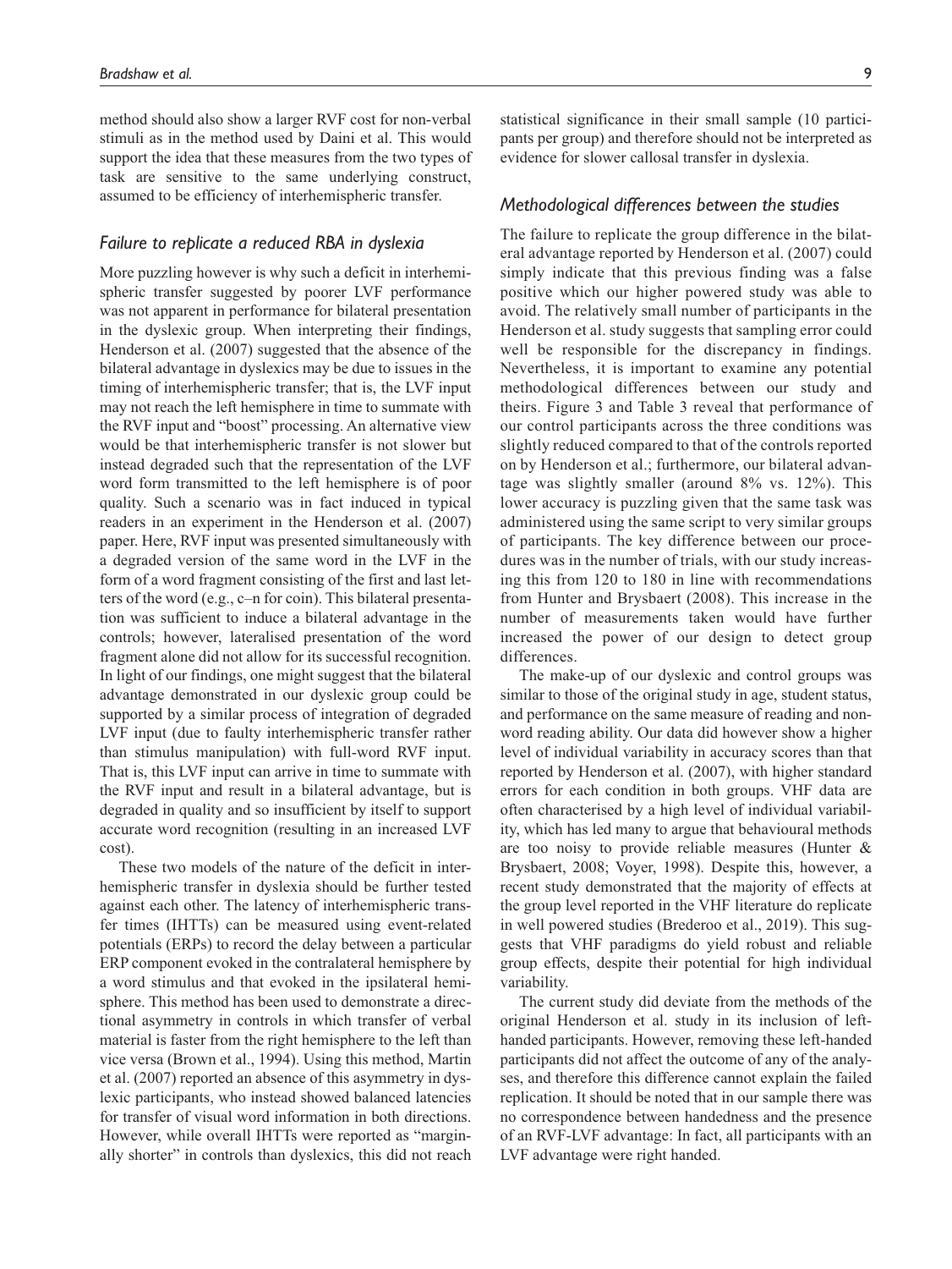method should also show a larger RVF cost for non-verbal stimuli as in the method used by Daini et al. This would support the idea that these measures from the two types of task are sensitive to the same underlying construct, assumed to be efficiency of interhemispheric transfer.

### *Failure to replicate a reduced RBA in dyslexia*

More puzzling however is why such a deficit in interhemispheric transfer suggested by poorer LVF performance was not apparent in performance for bilateral presentation in the dyslexic group. When interpreting their findings, Henderson et al. (2007) suggested that the absence of the bilateral advantage in dyslexics may be due to issues in the timing of interhemispheric transfer; that is, the LVF input may not reach the left hemisphere in time to summate with the RVF input and "boost" processing. An alternative view would be that interhemispheric transfer is not slower but instead degraded such that the representation of the LVF word form transmitted to the left hemisphere is of poor quality. Such a scenario was in fact induced in typical readers in an experiment in the Henderson et al. (2007) paper. Here, RVF input was presented simultaneously with a degraded version of the same word in the LVF in the form of a word fragment consisting of the first and last letters of the word (e.g., c–n for coin). This bilateral presentation was sufficient to induce a bilateral advantage in the controls; however, lateralised presentation of the word fragment alone did not allow for its successful recognition. In light of our findings, one might suggest that the bilateral advantage demonstrated in our dyslexic group could be supported by a similar process of integration of degraded LVF input (due to faulty interhemispheric transfer rather than stimulus manipulation) with full-word RVF input. That is, this LVF input can arrive in time to summate with the RVF input and result in a bilateral advantage, but is degraded in quality and so insufficient by itself to support accurate word recognition (resulting in an increased LVF cost).

These two models of the nature of the deficit in interhemispheric transfer in dyslexia should be further tested against each other. The latency of interhemispheric transfer times (IHTTs) can be measured using event-related potentials (ERPs) to record the delay between a particular ERP component evoked in the contralateral hemisphere by a word stimulus and that evoked in the ipsilateral hemisphere. This method has been used to demonstrate a directional asymmetry in controls in which transfer of verbal material is faster from the right hemisphere to the left than vice versa (Brown et al., 1994). Using this method, Martin et al. (2007) reported an absence of this asymmetry in dyslexic participants, who instead showed balanced latencies for transfer of visual word information in both directions. However, while overall IHTTs were reported as "marginally shorter" in controls than dyslexics, this did not reach statistical significance in their small sample (10 participants per group) and therefore should not be interpreted as evidence for slower callosal transfer in dyslexia.

### *Methodological differences between the studies*

The failure to replicate the group difference in the bilateral advantage reported by Henderson et al. (2007) could simply indicate that this previous finding was a false positive which our higher powered study was able to avoid. The relatively small number of participants in the Henderson et al. study suggests that sampling error could well be responsible for the discrepancy in findings. Nevertheless, it is important to examine any potential methodological differences between our study and theirs. Figure 3 and Table 3 reveal that performance of our control participants across the three conditions was slightly reduced compared to that of the controls reported on by Henderson et al.; furthermore, our bilateral advantage was slightly smaller (around 8% vs. 12%). This lower accuracy is puzzling given that the same task was administered using the same script to very similar groups of participants. The key difference between our procedures was in the number of trials, with our study increasing this from 120 to 180 in line with recommendations from Hunter and Brysbaert (2008). This increase in the number of measurements taken would have further increased the power of our design to detect group differences.

The make-up of our dyslexic and control groups was similar to those of the original study in age, student status, and performance on the same measure of reading and nonword reading ability. Our data did however show a higher level of individual variability in accuracy scores than that reported by Henderson et al. (2007), with higher standard errors for each condition in both groups. VHF data are often characterised by a high level of individual variability, which has led many to argue that behavioural methods are too noisy to provide reliable measures (Hunter & Brysbaert, 2008; Voyer, 1998). Despite this, however, a recent study demonstrated that the majority of effects at the group level reported in the VHF literature do replicate in well powered studies (Brederoo et al., 2019). This suggests that VHF paradigms do yield robust and reliable group effects, despite their potential for high individual variability.

The current study did deviate from the methods of the original Henderson et al. study in its inclusion of left-handed participants. However, removing these left-handed participants did not affect the outcome of any of the analyses, and therefore this difference cannot explain the failed replication. It should be noted that in our sample there was no correspondence between handedness and the presence of an RVF-LVF advantage: In fact, all participants with an LVF advantage were right handed.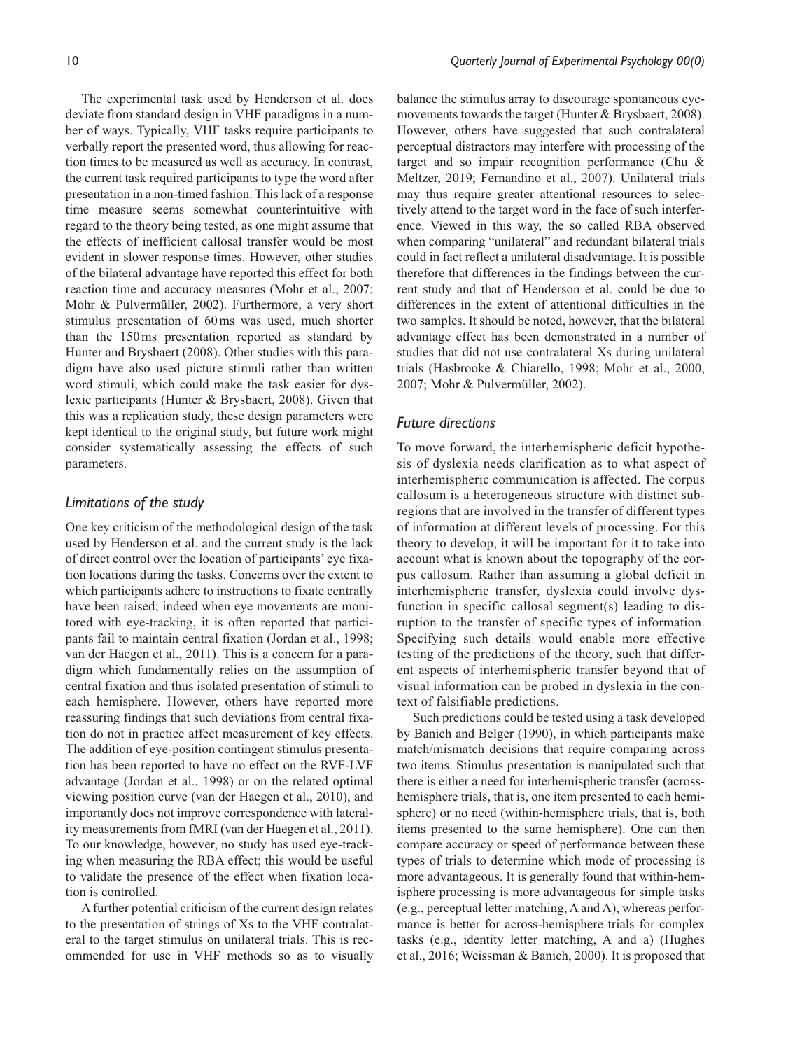The experimental task used by Henderson et al. does deviate from standard design in VHF paradigms in a number of ways. Typically, VHF tasks require participants to verbally report the presented word, thus allowing for reaction times to be measured as well as accuracy. In contrast, the current task required participants to type the word after presentation in a non-timed fashion. This lack of a response time measure seems somewhat counterintuitive with regard to the theory being tested, as one might assume that the effects of inefficient callosal transfer would be most evident in slower response times. However, other studies of the bilateral advantage have reported this effect for both reaction time and accuracy measures (Mohr et al., 2007; Mohr & Pulvermüller, 2002). Furthermore, a very short stimulus presentation of 60 ms was used, much shorter than the 150 ms presentation reported as standard by Hunter and Brysbaert (2008). Other studies with this paradigm have also used picture stimuli rather than written word stimuli, which could make the task easier for dyslexic participants (Hunter & Brysbaert, 2008). Given that this was a replication study, these design parameters were kept identical to the original study, but future work might consider systematically assessing the effects of such parameters.

## *Limitations of the study*

One key criticism of the methodological design of the task used by Henderson et al. and the current study is the lack of direct control over the location of participants' eye fixation locations during the tasks. Concerns over the extent to which participants adhere to instructions to fixate centrally have been raised; indeed when eye movements are monitored with eye-tracking, it is often reported that participants fail to maintain central fixation (Jordan et al., 1998; van der Haegen et al., 2011). This is a concern for a paradigm which fundamentally relies on the assumption of central fixation and thus isolated presentation of stimuli to each hemisphere. However, others have reported more reassuring findings that such deviations from central fixation do not in practice affect measurement of key effects. The addition of eye-position contingent stimulus presentation has been reported to have no effect on the RVF-LVF advantage (Jordan et al., 1998) or on the related optimal viewing position curve (van der Haegen et al., 2010), and importantly does not improve correspondence with laterality measurements from fMRI (van der Haegen et al., 2011). To our knowledge, however, no study has used eye-tracking when measuring the RBA effect; this would be useful to validate the presence of the effect when fixation location is controlled.

A further potential criticism of the current design relates to the presentation of strings of Xs to the VHF contralateral to the target stimulus on unilateral trials. This is recommended for use in VHF methods so as to visually balance the stimulus array to discourage spontaneous eye-movements towards the target (Hunter & Brysbaert, 2008). However, others have suggested that such contralateral perceptual distractors may interfere with processing of the target and so impair recognition performance (Chu & Meltzer, 2019; Fernandino et al., 2007). Unilateral trials may thus require greater attentional resources to selectively attend to the target word in the face of such interference. Viewed in this way, the so called RBA observed when comparing "unilateral" and redundant bilateral trials could in fact reflect a unilateral disadvantage. It is possible therefore that differences in the findings between the current study and that of Henderson et al. could be due to differences in the extent of attentional difficulties in the two samples. It should be noted, however, that the bilateral advantage effect has been demonstrated in a number of studies that did not use contralateral Xs during unilateral trials (Hasbrooke & Chiarello, 1998; Mohr et al., 2000, 2007; Mohr & Pulvermüller, 2002).

## *Future directions*

To move forward, the interhemispheric deficit hypothesis of dyslexia needs clarification as to what aspect of interhemispheric communication is affected. The corpus callosum is a heterogeneous structure with distinct subregions that are involved in the transfer of different types of information at different levels of processing. For this theory to develop, it will be important for it to take into account what is known about the topography of the corpus callosum. Rather than assuming a global deficit in interhemispheric transfer, dyslexia could involve dysfunction in specific callosal segment(s) leading to disruption to the transfer of specific types of information. Specifying such details would enable more effective testing of the predictions of the theory, such that different aspects of interhemispheric transfer beyond that of visual information can be probed in dyslexia in the context of falsifiable predictions.

Such predictions could be tested using a task developed by Banich and Belger (1990), in which participants make match/mismatch decisions that require comparing across two items. Stimulus presentation is manipulated such that there is either a need for interhemispheric transfer (across-hemisphere trials, that is, one item presented to each hemisphere) or no need (within-hemisphere trials, that is, both items presented to the same hemisphere). One can then compare accuracy or speed of performance between these types of trials to determine which mode of processing is more advantageous. It is generally found that within-hemisphere processing is more advantageous for simple tasks (e.g., perceptual letter matching, A and A), whereas performance is better for across-hemisphere trials for complex tasks (e.g., identity letter matching, A and a) (Hughes et al., 2016; Weissman & Banich, 2000). It is proposed that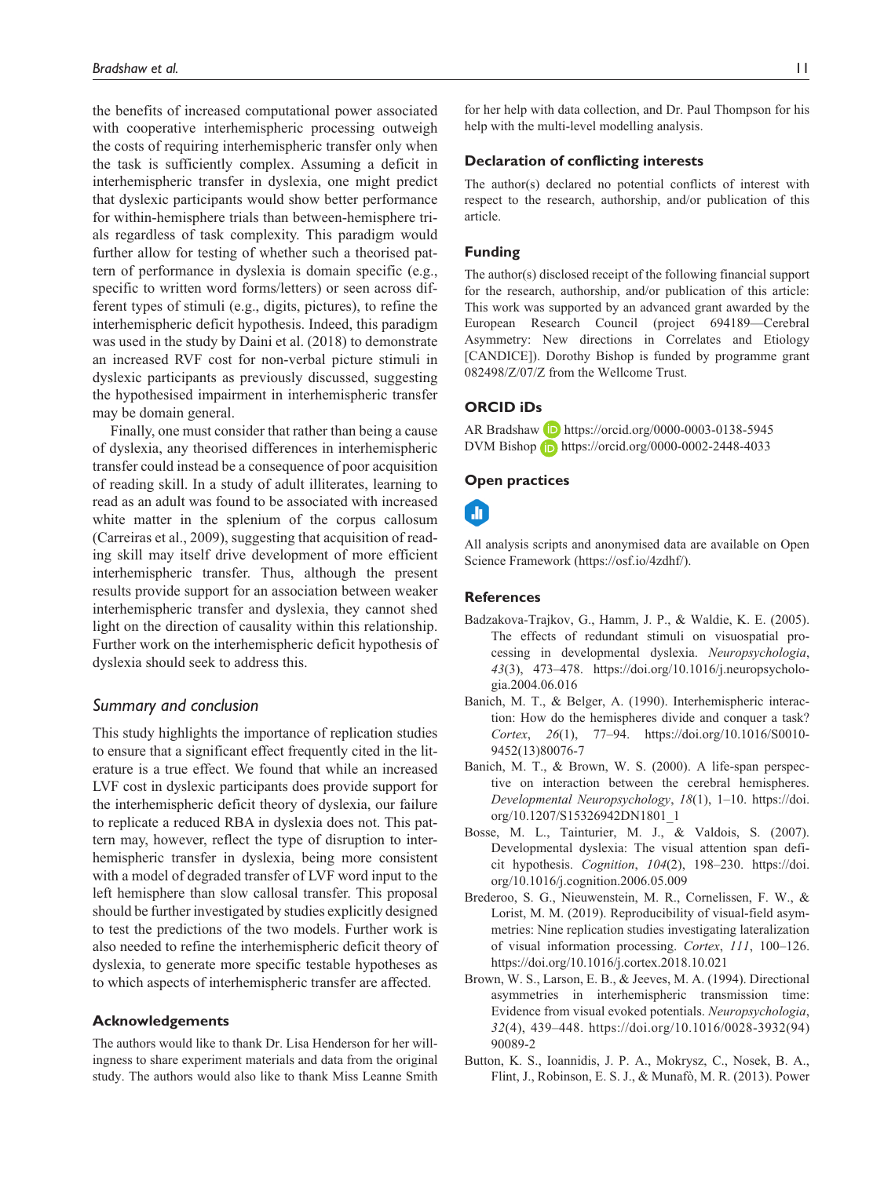the benefits of increased computational power associated with cooperative interhemispheric processing outweigh the costs of requiring interhemispheric transfer only when the task is sufficiently complex. Assuming a deficit in interhemispheric transfer in dyslexia, one might predict that dyslexic participants would show better performance for within-hemisphere trials than between-hemisphere trials regardless of task complexity. This paradigm would further allow for testing of whether such a theorised pattern of performance in dyslexia is domain specific (e.g., specific to written word forms/letters) or seen across different types of stimuli (e.g., digits, pictures), to refine the interhemispheric deficit hypothesis. Indeed, this paradigm was used in the study by Daini et al. (2018) to demonstrate an increased RVF cost for non-verbal picture stimuli in dyslexic participants as previously discussed, suggesting the hypothesised impairment in interhemispheric transfer may be domain general.

Finally, one must consider that rather than being a cause of dyslexia, any theorised differences in interhemispheric transfer could instead be a consequence of poor acquisition of reading skill. In a study of adult illiterates, learning to read as an adult was found to be associated with increased white matter in the splenium of the corpus callosum (Carreiras et al., 2009), suggesting that acquisition of reading skill may itself drive development of more efficient interhemispheric transfer. Thus, although the present results provide support for an association between weaker interhemispheric transfer and dyslexia, they cannot shed light on the direction of causality within this relationship. Further work on the interhemispheric deficit hypothesis of dyslexia should seek to address this.

### *Summary and conclusion*

This study highlights the importance of replication studies to ensure that a significant effect frequently cited in the literature is a true effect. We found that while an increased LVF cost in dyslexic participants does provide support for the interhemispheric deficit theory of dyslexia, our failure to replicate a reduced RBA in dyslexia does not. This pattern may, however, reflect the type of disruption to interhemispheric transfer in dyslexia, being more consistent with a model of degraded transfer of LVF word input to the left hemisphere than slow callosal transfer. This proposal should be further investigated by studies explicitly designed to test the predictions of the two models. Further work is also needed to refine the interhemispheric deficit theory of dyslexia, to generate more specific testable hypotheses as to which aspects of interhemispheric transfer are affected.

## Acknowledgements

The authors would like to thank Dr. Lisa Henderson for her willingness to share experiment materials and data from the original study. The authors would also like to thank Miss Leanne Smith for her help with data collection, and Dr. Paul Thompson for his help with the multi-level modelling analysis.

## Declaration of conflicting interests

The author(s) declared no potential conflicts of interest with respect to the research, authorship, and/or publication of this article.

## Funding

The author(s) disclosed receipt of the following financial support for the research, authorship, and/or publication of this article: This work was supported by an advanced grant awarded by the European Research Council (project 694189—Cerebral Asymmetry: New directions in Correlates and Etiology [CANDICE]). Dorothy Bishop is funded by programme grant 082498/Z/07/Z from the Wellcome Trust.

## ORCID iDs

AR Bradshaw https://orcid.org/0000-0003-0138-5945
DVM Bishop https://orcid.org/0000-0002-2448-4033

## Open practices

All analysis scripts and anonymised data are available on Open Science Framework (https://osf.io/4zdhf/).

## References

Badzakova-Trajkov, G., Hamm, J. P., & Waldie, K. E. (2005). The effects of redundant stimuli on visuospatial processing in developmental dyslexia. *Neuropsychologia*, *43*(3), 473–478. https://doi.org/10.1016/j.neuropsychologia.2004.06.016

Banich, M. T., & Belger, A. (1990). Interhemispheric interaction: How do the hemispheres divide and conquer a task? *Cortex*, *26*(1), 77–94. https://doi.org/10.1016/S0010-9452(13)80076-7

Banich, M. T., & Brown, W. S. (2000). A life-span perspective on interaction between the cerebral hemispheres. *Developmental Neuropsychology*, *18*(1), 1–10. https://doi.org/10.1207/S15326942DN1801_1

Bosse, M. L., Tainturier, M. J., & Valdois, S. (2007). Developmental dyslexia: The visual attention span deficit hypothesis. *Cognition*, *104*(2), 198–230. https://doi.org/10.1016/j.cognition.2006.05.009

Brederoo, S. G., Nieuwenstein, M. R., Cornelissen, F. W., & Lorist, M. M. (2019). Reproducibility of visual-field asymmetries: Nine replication studies investigating lateralization of visual information processing. *Cortex*, *111*, 100–126. https://doi.org/10.1016/j.cortex.2018.10.021

Brown, W. S., Larson, E. B., & Jeeves, M. A. (1994). Directional asymmetries in interhemispheric transmission time: Evidence from visual evoked potentials. *Neuropsychologia*, *32*(4), 439–448. https://doi.org/10.1016/0028-3932(94)90089-2

Button, K. S., Ioannidis, J. P. A., Mokrysz, C., Nosek, B. A., Flint, J., Robinson, E. S. J., & Munafò, M. R. (2013). Power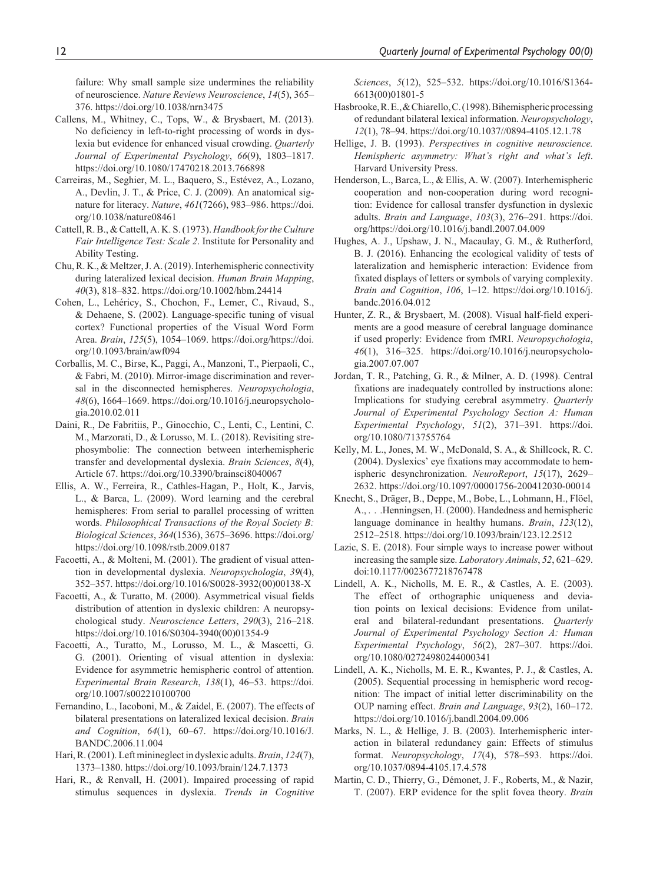failure: Why small sample size undermines the reliability of neuroscience. *Nature Reviews Neuroscience*, *14*(5), 365–376. https://doi.org/10.1038/nrn3475

Callens, M., Whitney, C., Tops, W., & Brysbaert, M. (2013). No deficiency in left-to-right processing of words in dyslexia but evidence for enhanced visual crowding. *Quarterly Journal of Experimental Psychology*, *66*(9), 1803–1817. https://doi.org/10.1080/17470218.2013.766898

Carreiras, M., Seghier, M. L., Baquero, S., Estévez, A., Lozano, A., Devlin, J. T., & Price, C. J. (2009). An anatomical signature for literacy. *Nature*, *461*(7266), 983–986. https://doi.org/10.1038/nature08461

Cattell, R. B., & Cattell, A. K. S. (1973). *Handbook for the Culture Fair Intelligence Test: Scale 2*. Institute for Personality and Ability Testing.

Chu, R. K., & Meltzer, J. A. (2019). Interhemispheric connectivity during lateralized lexical decision. *Human Brain Mapping*, *40*(3), 818–832. https://doi.org/10.1002/hbm.24414

Cohen, L., Lehéricy, S., Chochon, F., Lemer, C., Rivaud, S., & Dehaene, S. (2002). Language-specific tuning of visual cortex? Functional properties of the Visual Word Form Area. *Brain*, *125*(5), 1054–1069. https://doi.org/https://doi.org/10.1093/brain/awf094

Corballis, M. C., Birse, K., Paggi, A., Manzoni, T., Pierpaoli, C., & Fabri, M. (2010). Mirror-image discrimination and reversal in the disconnected hemispheres. *Neuropsychologia*, *48*(6), 1664–1669. https://doi.org/10.1016/j.neuropsychologia.2010.02.011

Daini, R., De Fabritiis, P., Ginocchio, C., Lenti, C., Lentini, C. M., Marzorati, D., & Lorusso, M. L. (2018). Revisiting strephosymbolie: The connection between interhemispheric transfer and developmental dyslexia. *Brain Sciences*, *8*(4), Article 67. https://doi.org/10.3390/brainsci8040067

Ellis, A. W., Ferreira, R., Cathles-Hagan, P., Holt, K., Jarvis, L., & Barca, L. (2009). Word learning and the cerebral hemispheres: From serial to parallel processing of written words. *Philosophical Transactions of the Royal Society B: Biological Sciences*, *364*(1536), 3675–3696. https://doi.org/https://doi.org/10.1098/rstb.2009.0187

Facoetti, A., & Molteni, M. (2001). The gradient of visual attention in developmental dyslexia. *Neuropsychologia*, *39*(4), 352–357. https://doi.org/10.1016/S0028-3932(00)00138-X

Facoetti, A., & Turatto, M. (2000). Asymmetrical visual fields distribution of attention in dyslexic children: A neuropsychological study. *Neuroscience Letters*, *290*(3), 216–218. https://doi.org/10.1016/S0304-3940(00)01354-9

Facoetti, A., Turatto, M., Lorusso, M. L., & Mascetti, G. G. (2001). Orienting of visual attention in dyslexia: Evidence for asymmetric hemispheric control of attention. *Experimental Brain Research*, *138*(1), 46–53. https://doi.org/10.1007/s002210100700

Fernandino, L., Iacoboni, M., & Zaidel, E. (2007). The effects of bilateral presentations on lateralized lexical decision. *Brain and Cognition*, *64*(1), 60–67. https://doi.org/10.1016/J.BANDC.2006.11.004

Hari, R. (2001). Left minineglect in dyslexic adults. *Brain*, *124*(7), 1373–1380. https://doi.org/10.1093/brain/124.7.1373

Hari, R., & Renvall, H. (2001). Impaired processing of rapid stimulus sequences in dyslexia. *Trends in Cognitive Sciences*, *5*(12), 525–532. https://doi.org/10.1016/S1364-6613(00)01801-5

Hasbrooke, R. E., & Chiarello, C. (1998). Bihemispheric processing of redundant bilateral lexical information. *Neuropsychology*, *12*(1), 78–94. https://doi.org/10.1037//0894-4105.12.1.78

Hellige, J. B. (1993). *Perspectives in cognitive neuroscience. Hemispheric asymmetry: What's right and what's left*. Harvard University Press.

Henderson, L., Barca, L., & Ellis, A. W. (2007). Interhemispheric cooperation and non-cooperation during word recognition: Evidence for callosal transfer dysfunction in dyslexic adults. *Brain and Language*, *103*(3), 276–291. https://doi.org/https://doi.org/10.1016/j.bandl.2007.04.009

Hughes, A. J., Upshaw, J. N., Macaulay, G. M., & Rutherford, B. J. (2016). Enhancing the ecological validity of tests of lateralization and hemispheric interaction: Evidence from fixated displays of letters or symbols of varying complexity. *Brain and Cognition*, *106*, 1–12. https://doi.org/10.1016/j.bandc.2016.04.012

Hunter, Z. R., & Brysbaert, M. (2008). Visual half-field experiments are a good measure of cerebral language dominance if used properly: Evidence from fMRI. *Neuropsychologia*, *46*(1), 316–325. https://doi.org/10.1016/j.neuropsychologia.2007.07.007

Jordan, T. R., Patching, G. R., & Milner, A. D. (1998). Central fixations are inadequately controlled by instructions alone: Implications for studying cerebral asymmetry. *Quarterly Journal of Experimental Psychology Section A: Human Experimental Psychology*, *51*(2), 371–391. https://doi.org/10.1080/713755764

Kelly, M. L., Jones, M. W., McDonald, S. A., & Shillcock, R. C. (2004). Dyslexics' eye fixations may accommodate to hemispheric desynchronization. *NeuroReport*, *15*(17), 2629–2632. https://doi.org/10.1097/00001756-200412030-00014

Knecht, S., Dräger, B., Deppe, M., Bobe, L., Lohmann, H., Flöel, A., . . .Henningsen, H. (2000). Handedness and hemispheric language dominance in healthy humans. *Brain*, *123*(12), 2512–2518. https://doi.org/10.1093/brain/123.12.2512

Lazic, S. E. (2018). Four simple ways to increase power without increasing the sample size. *Laboratory Animals*, *52*, 621–629. doi:10.1177/0023677218767478

Lindell, A. K., Nicholls, M. E. R., & Castles, A. E. (2003). The effect of orthographic uniqueness and deviation points on lexical decisions: Evidence from unilateral and bilateral-redundant presentations. *Quarterly Journal of Experimental Psychology Section A: Human Experimental Psychology*, *56*(2), 287–307. https://doi.org/10.1080/02724980244000341

Lindell, A. K., Nicholls, M. E. R., Kwantes, P. J., & Castles, A. (2005). Sequential processing in hemispheric word recognition: The impact of initial letter discriminability on the OUP naming effect. *Brain and Language*, *93*(2), 160–172. https://doi.org/10.1016/j.bandl.2004.09.006

Marks, N. L., & Hellige, J. B. (2003). Interhemispheric interaction in bilateral redundancy gain: Effects of stimulus format. *Neuropsychology*, *17*(4), 578–593. https://doi.org/10.1037/0894-4105.17.4.578

Martin, C. D., Thierry, G., Démonet, J. F., Roberts, M., & Nazir, T. (2007). ERP evidence for the split fovea theory. *Brain*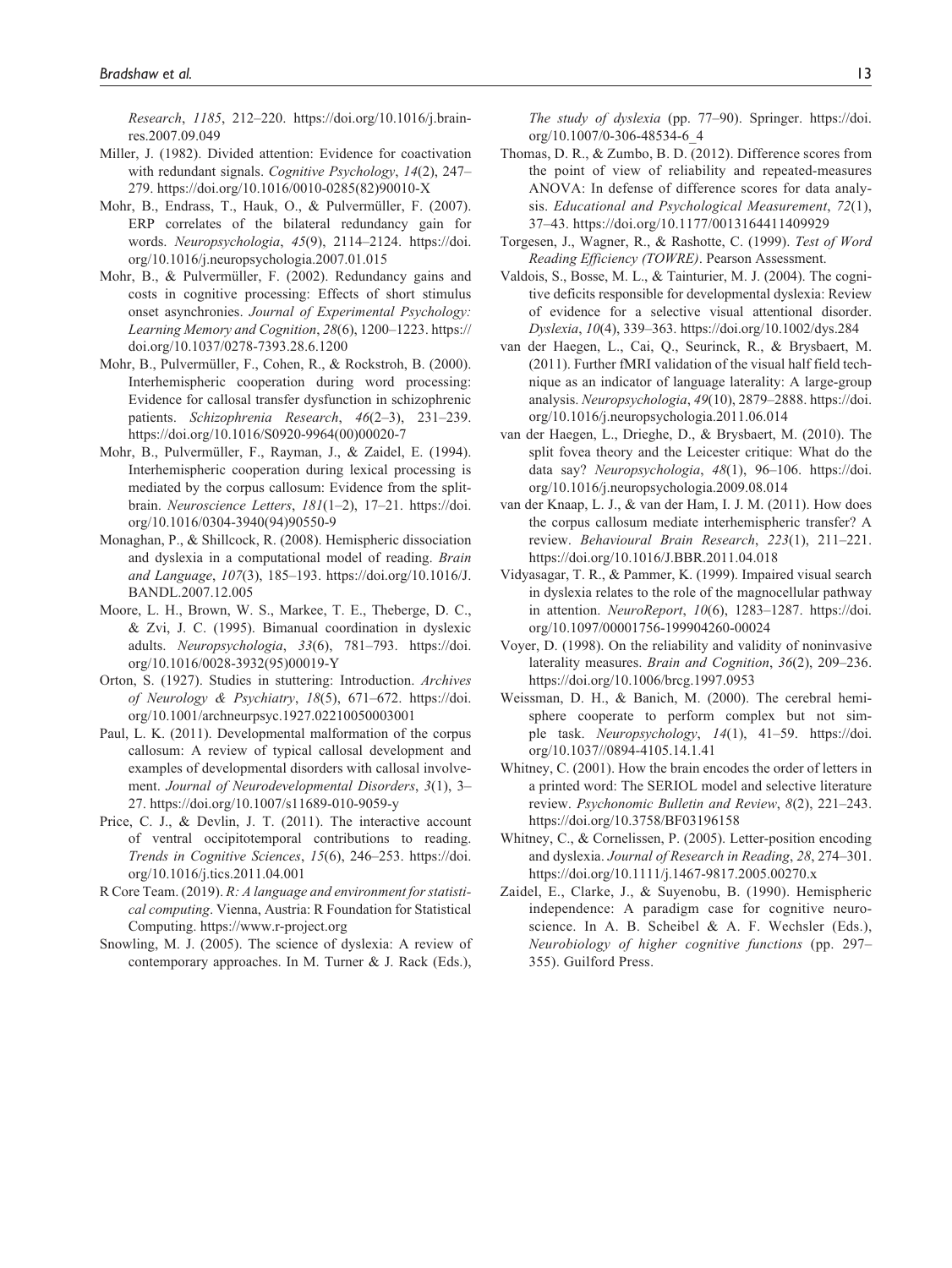*Research*, *1185*, 212–220. https://doi.org/10.1016/j.brainres.2007.09.049

Miller, J. (1982). Divided attention: Evidence for coactivation with redundant signals. *Cognitive Psychology*, *14*(2), 247–279. https://doi.org/10.1016/0010-0285(82)90010-X

Mohr, B., Endrass, T., Hauk, O., & Pulvermüller, F. (2007). ERP correlates of the bilateral redundancy gain for words. *Neuropsychologia*, *45*(9), 2114–2124. https://doi.org/10.1016/j.neuropsychologia.2007.01.015

Mohr, B., & Pulvermüller, F. (2002). Redundancy gains and costs in cognitive processing: Effects of short stimulus onset asynchronies. *Journal of Experimental Psychology: Learning Memory and Cognition*, *28*(6), 1200–1223. https://doi.org/10.1037/0278-7393.28.6.1200

Mohr, B., Pulvermüller, F., Cohen, R., & Rockstroh, B. (2000). Interhemispheric cooperation during word processing: Evidence for callosal transfer dysfunction in schizophrenic patients. *Schizophrenia Research*, *46*(2–3), 231–239. https://doi.org/10.1016/S0920-9964(00)00020-7

Mohr, B., Pulvermüller, F., Rayman, J., & Zaidel, E. (1994). Interhemispheric cooperation during lexical processing is mediated by the corpus callosum: Evidence from the split-brain. *Neuroscience Letters*, *181*(1–2), 17–21. https://doi.org/10.1016/0304-3940(94)90550-9

Monaghan, P., & Shillcock, R. (2008). Hemispheric dissociation and dyslexia in a computational model of reading. *Brain and Language*, *107*(3), 185–193. https://doi.org/10.1016/J.BANDL.2007.12.005

Moore, L. H., Brown, W. S., Markee, T. E., Theberge, D. C., & Zvi, J. C. (1995). Bimanual coordination in dyslexic adults. *Neuropsychologia*, *33*(6), 781–793. https://doi.org/10.1016/0028-3932(95)00019-Y

Orton, S. (1927). Studies in stuttering: Introduction. *Archives of Neurology & Psychiatry*, *18*(5), 671–672. https://doi.org/10.1001/archneurpsyc.1927.02210050003001

Paul, L. K. (2011). Developmental malformation of the corpus callosum: A review of typical callosal development and examples of developmental disorders with callosal involvement. *Journal of Neurodevelopmental Disorders*, *3*(1), 3–27. https://doi.org/10.1007/s11689-010-9059-y

Price, C. J., & Devlin, J. T. (2011). The interactive account of ventral occipitotemporal contributions to reading. *Trends in Cognitive Sciences*, *15*(6), 246–253. https://doi.org/10.1016/j.tics.2011.04.001

R Core Team. (2019). *R: A language and environment for statistical computing*. Vienna, Austria: R Foundation for Statistical Computing. https://www.r-project.org

Snowling, M. J. (2005). The science of dyslexia: A review of contemporary approaches. In M. Turner & J. Rack (Eds.), *The study of dyslexia* (pp. 77–90). Springer. https://doi.org/10.1007/0-306-48534-6_4

Thomas, D. R., & Zumbo, B. D. (2012). Difference scores from the point of view of reliability and repeated-measures ANOVA: In defense of difference scores for data analysis. *Educational and Psychological Measurement*, *72*(1), 37–43. https://doi.org/10.1177/0013164411409929

Torgesen, J., Wagner, R., & Rashotte, C. (1999). *Test of Word Reading Efficiency (TOWRE)*. Pearson Assessment.

Valdois, S., Bosse, M. L., & Tainturier, M. J. (2004). The cognitive deficits responsible for developmental dyslexia: Review of evidence for a selective visual attentional disorder. *Dyslexia*, *10*(4), 339–363. https://doi.org/10.1002/dys.284

van der Haegen, L., Cai, Q., Seurinck, R., & Brysbaert, M. (2011). Further fMRI validation of the visual half field technique as an indicator of language laterality: A large-group analysis. *Neuropsychologia*, *49*(10), 2879–2888. https://doi.org/10.1016/j.neuropsychologia.2011.06.014

van der Haegen, L., Drieghe, D., & Brysbaert, M. (2010). The split fovea theory and the Leicester critique: What do the data say? *Neuropsychologia*, *48*(1), 96–106. https://doi.org/10.1016/j.neuropsychologia.2009.08.014

van der Knaap, L. J., & van der Ham, I. J. M. (2011). How does the corpus callosum mediate interhemispheric transfer? A review. *Behavioural Brain Research*, *223*(1), 211–221. https://doi.org/10.1016/J.BBR.2011.04.018

Vidyasagar, T. R., & Pammer, K. (1999). Impaired visual search in dyslexia relates to the role of the magnocellular pathway in attention. *NeuroReport*, *10*(6), 1283–1287. https://doi.org/10.1097/00001756-199904260-00024

Voyer, D. (1998). On the reliability and validity of noninvasive laterality measures. *Brain and Cognition*, *36*(2), 209–236. https://doi.org/10.1006/brcg.1997.0953

Weissman, D. H., & Banich, M. (2000). The cerebral hemisphere cooperate to perform complex but not simple task. *Neuropsychology*, *14*(1), 41–59. https://doi.org/10.1037//0894-4105.14.1.41

Whitney, C. (2001). How the brain encodes the order of letters in a printed word: The SERIOL model and selective literature review. *Psychonomic Bulletin and Review*, *8*(2), 221–243. https://doi.org/10.3758/BF03196158

Whitney, C., & Cornelissen, P. (2005). Letter-position encoding and dyslexia. *Journal of Research in Reading*, *28*, 274–301. https://doi.org/10.1111/j.1467-9817.2005.00270.x

Zaidel, E., Clarke, J., & Suyenobu, B. (1990). Hemispheric independence: A paradigm case for cognitive neuroscience. In A. B. Scheibel & A. F. Wechsler (Eds.), *Neurobiology of higher cognitive functions* (pp. 297–355). Guilford Press.